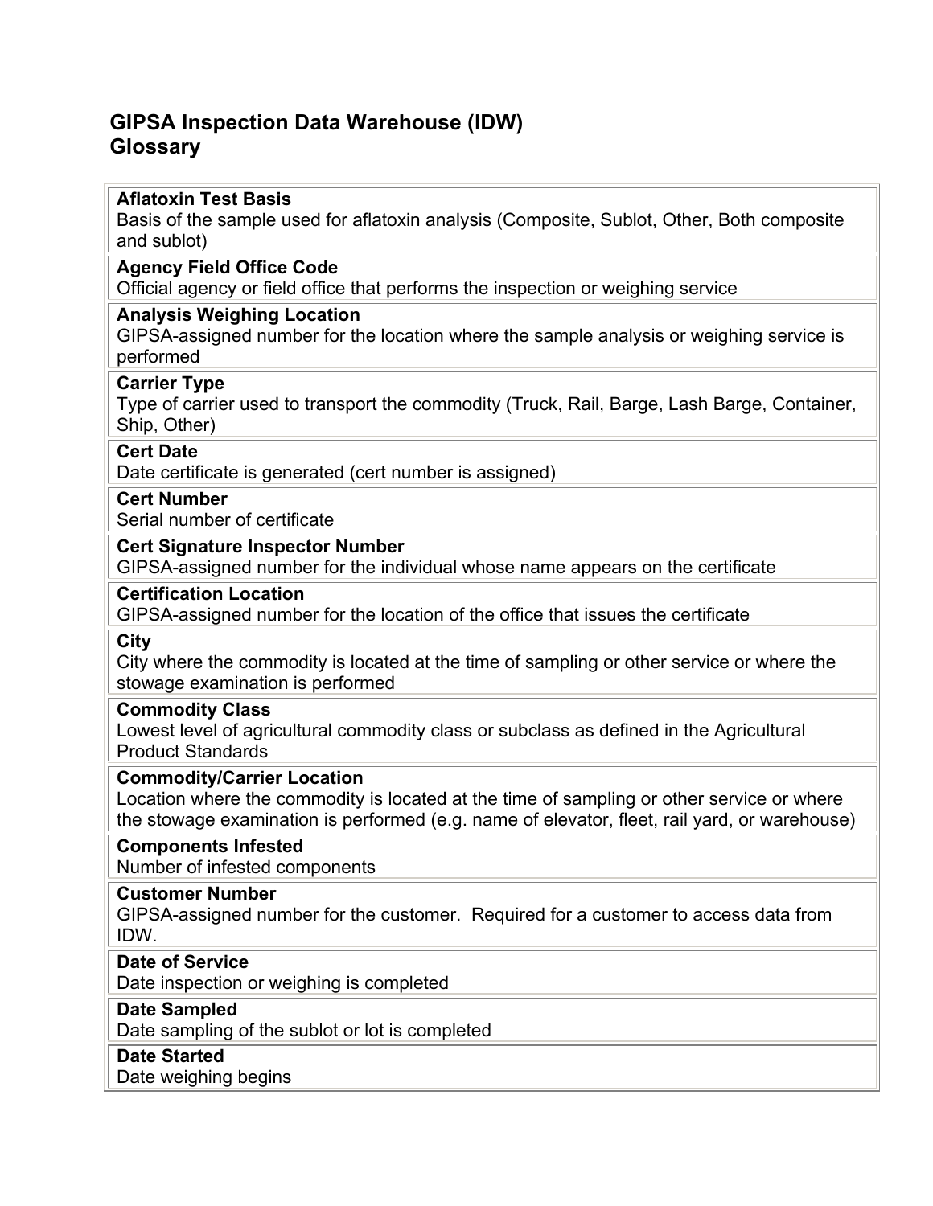# GIPSA Inspection Data Warehouse (IDW) Glossary

**Aflatoxin Test Basis**
Basis of the sample used for aflatoxin analysis (Composite, Sublot, Other, Both composite and sublot)

**Agency Field Office Code**
Official agency or field office that performs the inspection or weighing service

**Analysis Weighing Location**
GIPSA-assigned number for the location where the sample analysis or weighing service is performed

**Carrier Type**
Type of carrier used to transport the commodity (Truck, Rail, Barge, Lash Barge, Container, Ship, Other)

**Cert Date**
Date certificate is generated (cert number is assigned)

**Cert Number**
Serial number of certificate

**Cert Signature Inspector Number**
GIPSA-assigned number for the individual whose name appears on the certificate

**Certification Location**
GIPSA-assigned number for the location of the office that issues the certificate

**City**
City where the commodity is located at the time of sampling or other service or where the stowage examination is performed

**Commodity Class**
Lowest level of agricultural commodity class or subclass as defined in the Agricultural Product Standards

**Commodity/Carrier Location**
Location where the commodity is located at the time of sampling or other service or where the stowage examination is performed (e.g. name of elevator, fleet, rail yard, or warehouse)

**Components Infested**
Number of infested components

**Customer Number**
GIPSA-assigned number for the customer. Required for a customer to access data from IDW.

**Date of Service**
Date inspection or weighing is completed

**Date Sampled**
Date sampling of the sublot or lot is completed

**Date Started**
Date weighing begins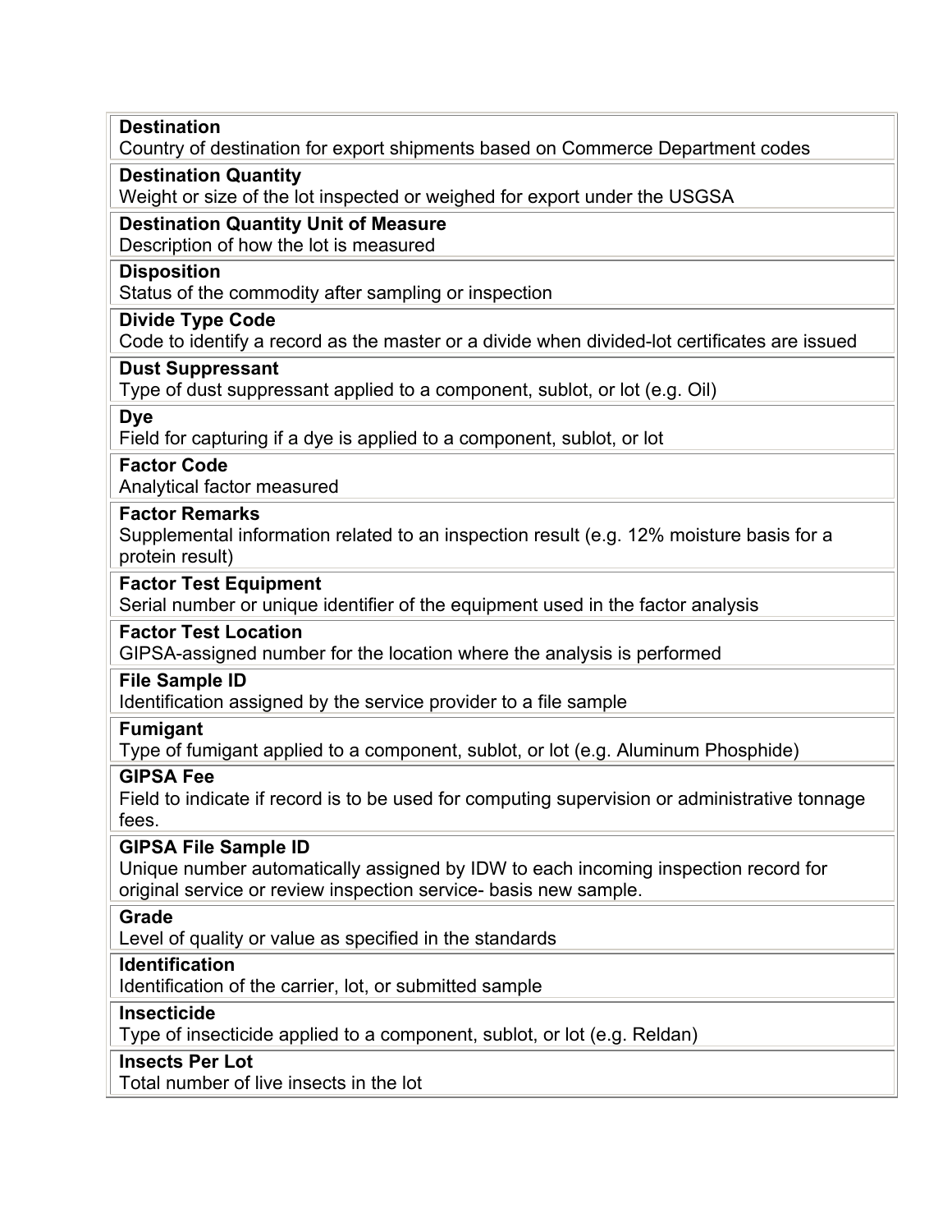**Destination**
Country of destination for export shipments based on Commerce Department codes

**Destination Quantity**
Weight or size of the lot inspected or weighed for export under the USGSA

**Destination Quantity Unit of Measure**
Description of how the lot is measured

**Disposition**
Status of the commodity after sampling or inspection

**Divide Type Code**
Code to identify a record as the master or a divide when divided-lot certificates are issued

**Dust Suppressant**
Type of dust suppressant applied to a component, sublot, or lot (e.g. Oil)

**Dye**
Field for capturing if a dye is applied to a component, sublot, or lot

**Factor Code**
Analytical factor measured

**Factor Remarks**
Supplemental information related to an inspection result (e.g. 12% moisture basis for a protein result)

**Factor Test Equipment**
Serial number or unique identifier of the equipment used in the factor analysis

**Factor Test Location**
GIPSA-assigned number for the location where the analysis is performed

**File Sample ID**
Identification assigned by the service provider to a file sample

**Fumigant**
Type of fumigant applied to a component, sublot, or lot (e.g. Aluminum Phosphide)

**GIPSA Fee**
Field to indicate if record is to be used for computing supervision or administrative tonnage fees.

**GIPSA File Sample ID**
Unique number automatically assigned by IDW to each incoming inspection record for original service or review inspection service- basis new sample.

**Grade**
Level of quality or value as specified in the standards

**Identification**
Identification of the carrier, lot, or submitted sample

**Insecticide**
Type of insecticide applied to a component, sublot, or lot (e.g. Reldan)

**Insects Per Lot**
Total number of live insects in the lot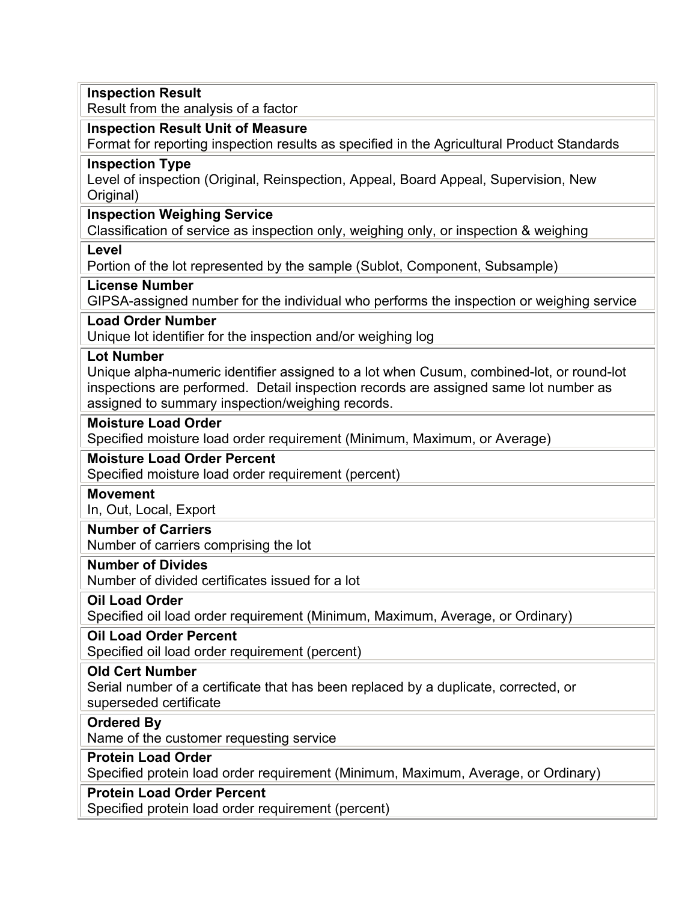**Inspection Result**
Result from the analysis of a factor

**Inspection Result Unit of Measure**
Format for reporting inspection results as specified in the Agricultural Product Standards

**Inspection Type**
Level of inspection (Original, Reinspection, Appeal, Board Appeal, Supervision, New Original)

**Inspection Weighing Service**
Classification of service as inspection only, weighing only, or inspection & weighing

**Level**
Portion of the lot represented by the sample (Sublot, Component, Subsample)

**License Number**
GIPSA-assigned number for the individual who performs the inspection or weighing service

**Load Order Number**
Unique lot identifier for the inspection and/or weighing log

**Lot Number**
Unique alpha-numeric identifier assigned to a lot when Cusum, combined-lot, or round-lot inspections are performed. Detail inspection records are assigned same lot number as assigned to summary inspection/weighing records.

**Moisture Load Order**
Specified moisture load order requirement (Minimum, Maximum, or Average)

**Moisture Load Order Percent**
Specified moisture load order requirement (percent)

**Movement**
In, Out, Local, Export

**Number of Carriers**
Number of carriers comprising the lot

**Number of Divides**
Number of divided certificates issued for a lot

**Oil Load Order**
Specified oil load order requirement (Minimum, Maximum, Average, or Ordinary)

**Oil Load Order Percent**
Specified oil load order requirement (percent)

**Old Cert Number**
Serial number of a certificate that has been replaced by a duplicate, corrected, or superseded certificate

**Ordered By**
Name of the customer requesting service

**Protein Load Order**
Specified protein load order requirement (Minimum, Maximum, Average, or Ordinary)

**Protein Load Order Percent**
Specified protein load order requirement (percent)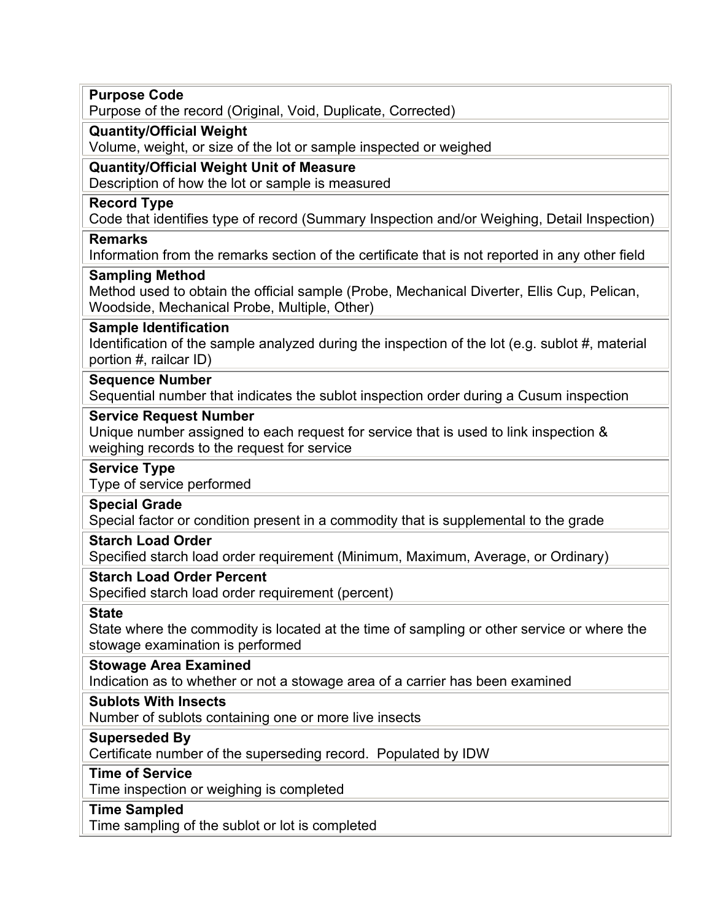| |
|---|
| **Purpose Code**<br>Purpose of the record (Original, Void, Duplicate, Corrected) |
| **Quantity/Official Weight**<br>Volume, weight, or size of the lot or sample inspected or weighed |
| **Quantity/Official Weight Unit of Measure**<br>Description of how the lot or sample is measured |
| **Record Type**<br>Code that identifies type of record (Summary Inspection and/or Weighing, Detail Inspection) |
| **Remarks**<br>Information from the remarks section of the certificate that is not reported in any other field |
| **Sampling Method**<br>Method used to obtain the official sample (Probe, Mechanical Diverter, Ellis Cup, Pelican, Woodside, Mechanical Probe, Multiple, Other) |
| **Sample Identification**<br>Identification of the sample analyzed during the inspection of the lot (e.g. sublot #, material portion #, railcar ID) |
| **Sequence Number**<br>Sequential number that indicates the sublot inspection order during a Cusum inspection |
| **Service Request Number**<br>Unique number assigned to each request for service that is used to link inspection & weighing records to the request for service |
| **Service Type**<br>Type of service performed |
| **Special Grade**<br>Special factor or condition present in a commodity that is supplemental to the grade |
| **Starch Load Order**<br>Specified starch load order requirement (Minimum, Maximum, Average, or Ordinary) |
| **Starch Load Order Percent**<br>Specified starch load order requirement (percent) |
| **State**<br>State where the commodity is located at the time of sampling or other service or where the stowage examination is performed |
| **Stowage Area Examined**<br>Indication as to whether or not a stowage area of a carrier has been examined |
| **Sublots With Insects**<br>Number of sublots containing one or more live insects |
| **Superseded By**<br>Certificate number of the superseding record. Populated by IDW |
| **Time of Service**<br>Time inspection or weighing is completed |
| **Time Sampled**<br>Time sampling of the sublot or lot is completed |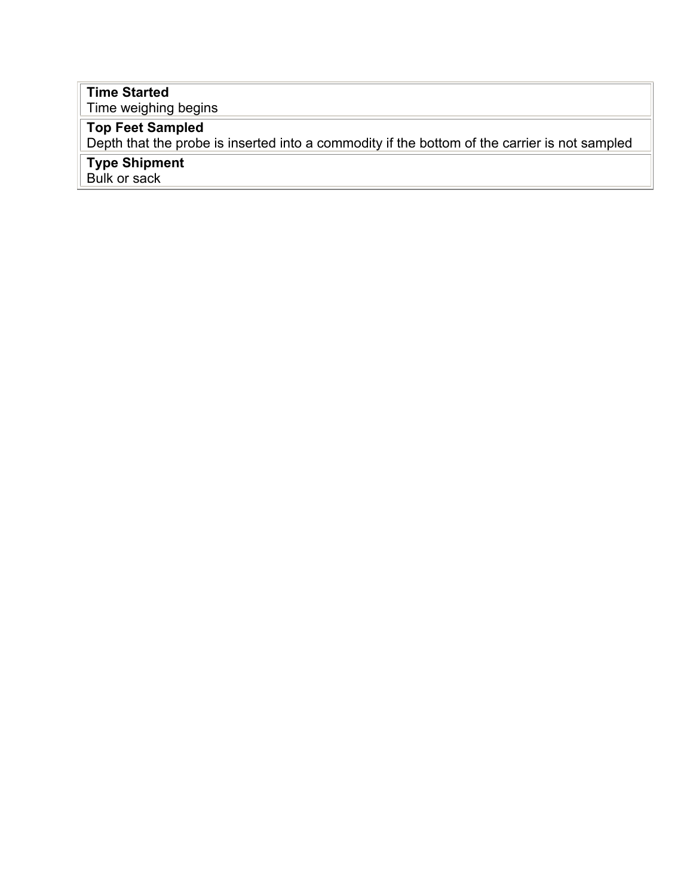| |
|---|
| **Time Started**<br>Time weighing begins |
| **Top Feet Sampled**<br>Depth that the probe is inserted into a commodity if the bottom of the carrier is not sampled |
| **Type Shipment**<br>Bulk or sack |